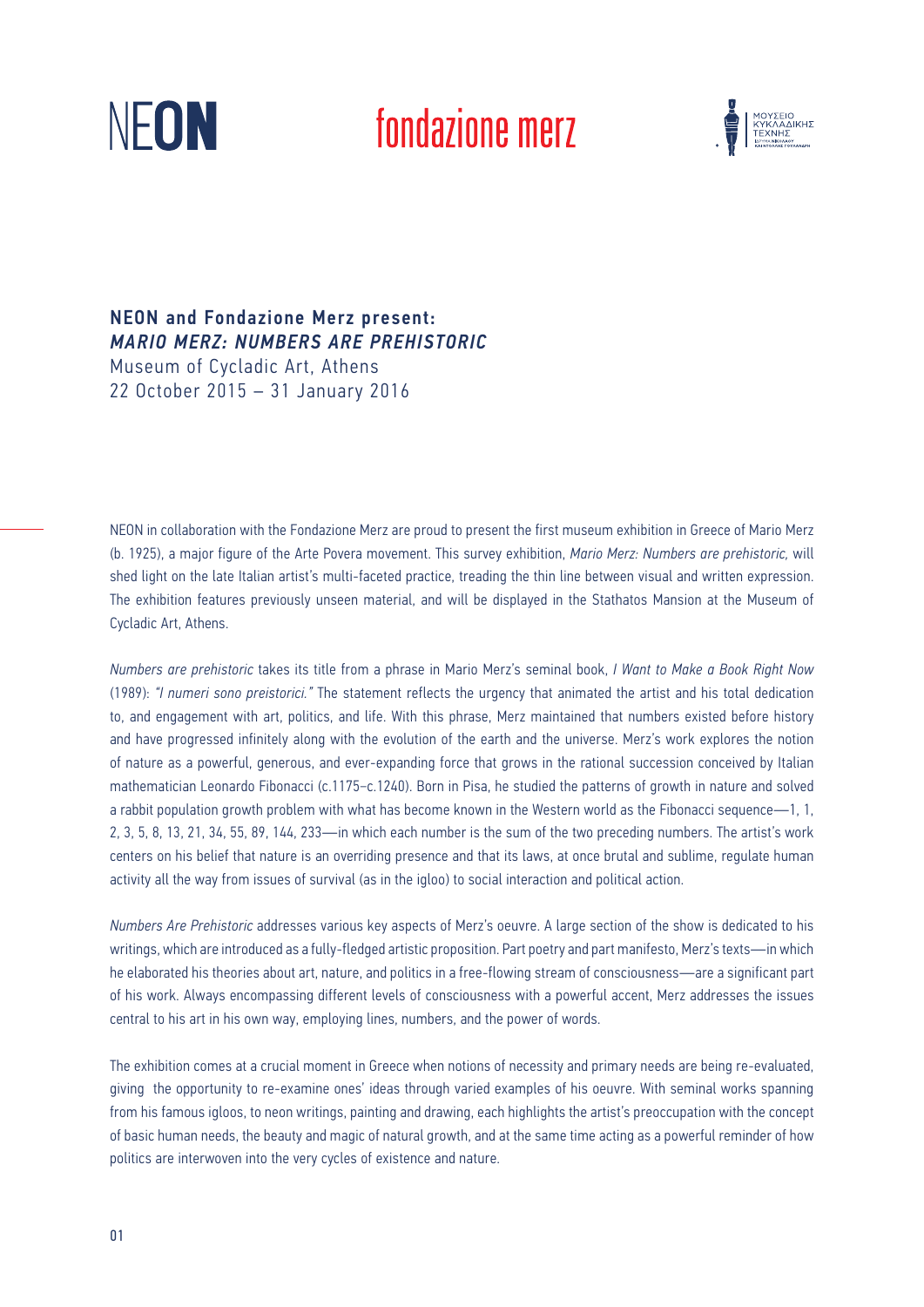NEON

fondazione merz

ΜΟΥΣΕΙΟ ΚΥΚΛΑΔΙΚΗΣ ΤΕΧΝΗΣ

**NEON and Fondazione Merz present:**
***MARIO MERZ: NUMBERS ARE PREHISTORIC***
Museum of Cycladic Art, Athens
22 October 2015 – 31 January 2016

NEON in collaboration with the Fondazione Merz are proud to present the first museum exhibition in Greece of Mario Merz (b. 1925), a major figure of the Arte Povera movement. This survey exhibition, *Mario Merz: Numbers are prehistoric,* will shed light on the late Italian artist's multi-faceted practice, treading the thin line between visual and written expression. The exhibition features previously unseen material, and will be displayed in the Stathatos Mansion at the Museum of Cycladic Art, Athens.

*Numbers are prehistoric* takes its title from a phrase in Mario Merz's seminal book, *I Want to Make a Book Right Now* (1989): *"I numeri sono preistorici."* The statement reflects the urgency that animated the artist and his total dedication to, and engagement with art, politics, and life. With this phrase, Merz maintained that numbers existed before history and have progressed infinitely along with the evolution of the earth and the universe. Merz's work explores the notion of nature as a powerful, generous, and ever-expanding force that grows in the rational succession conceived by Italian mathematician Leonardo Fibonacci (c.1175–c.1240). Born in Pisa, he studied the patterns of growth in nature and solved a rabbit population growth problem with what has become known in the Western world as the Fibonacci sequence—1, 1, 2, 3, 5, 8, 13, 21, 34, 55, 89, 144, 233—in which each number is the sum of the two preceding numbers. The artist's work centers on his belief that nature is an overriding presence and that its laws, at once brutal and sublime, regulate human activity all the way from issues of survival (as in the igloo) to social interaction and political action.

*Numbers Are Prehistoric* addresses various key aspects of Merz's oeuvre. A large section of the show is dedicated to his writings, which are introduced as a fully-fledged artistic proposition. Part poetry and part manifesto, Merz's texts—in which he elaborated his theories about art, nature, and politics in a free-flowing stream of consciousness—are a significant part of his work. Always encompassing different levels of consciousness with a powerful accent, Merz addresses the issues central to his art in his own way, employing lines, numbers, and the power of words.

The exhibition comes at a crucial moment in Greece when notions of necessity and primary needs are being re-evaluated, giving the opportunity to re-examine ones' ideas through varied examples of his oeuvre. With seminal works spanning from his famous igloos, to neon writings, painting and drawing, each highlights the artist's preoccupation with the concept of basic human needs, the beauty and magic of natural growth, and at the same time acting as a powerful reminder of how politics are interwoven into the very cycles of existence and nature.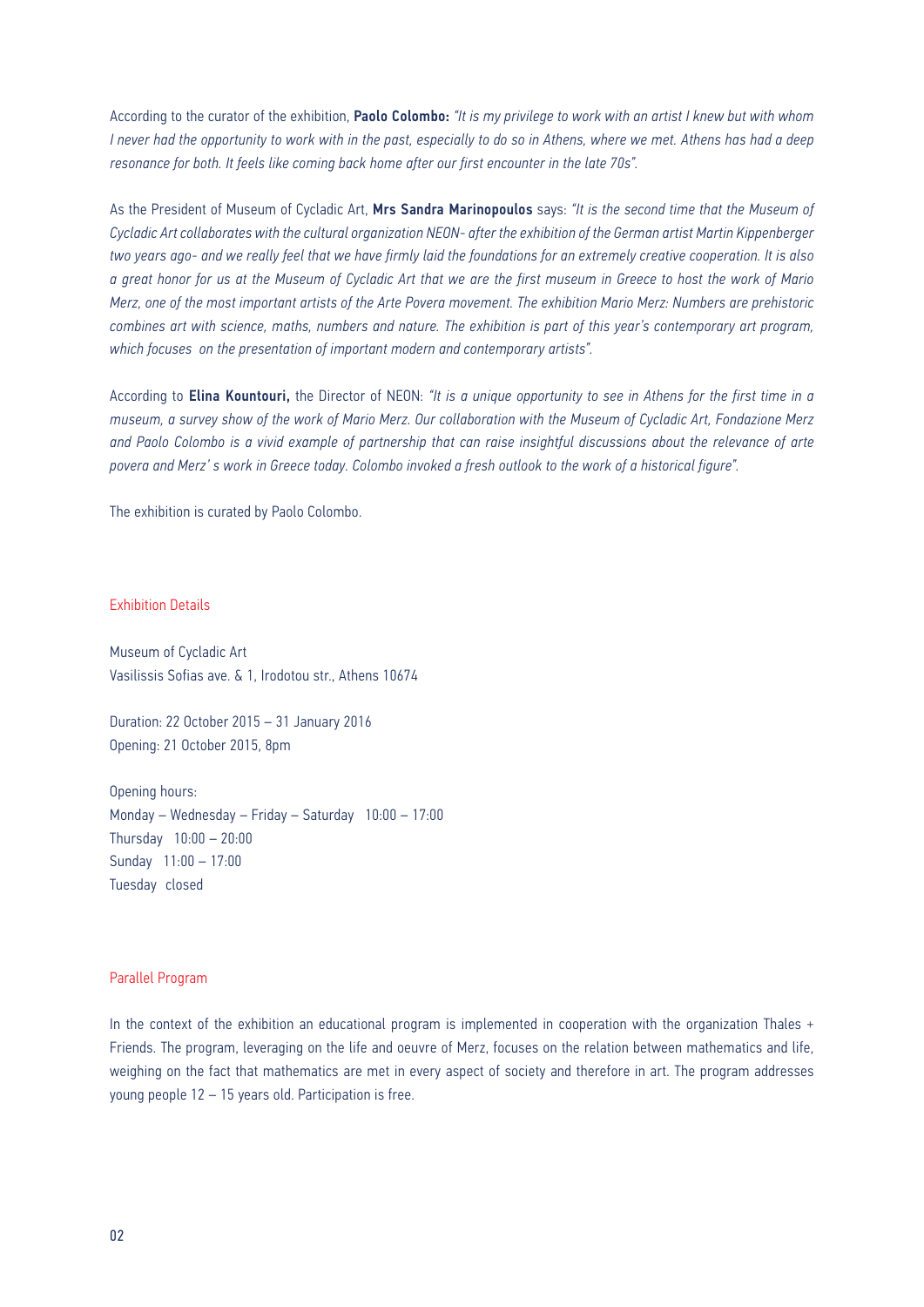According to the curator of the exhibition, **Paolo Colombo:** *"It is my privilege to work with an artist I knew but with whom I never had the opportunity to work with in the past, especially to do so in Athens, where we met. Athens has had a deep resonance for both. It feels like coming back home after our first encounter in the late 70s".*

As the President of Museum of Cycladic Art, **Mrs Sandra Marinopoulos** says: *"It is the second time that the Museum of Cycladic Art collaborates with the cultural organization NEON- after the exhibition of the German artist Martin Kippenberger two years ago- and we really feel that we have firmly laid the foundations for an extremely creative cooperation. It is also a great honor for us at the Museum of Cycladic Art that we are the first museum in Greece to host the work of Mario Merz, one of the most important artists of the Arte Povera movement. The exhibition Mario Merz: Numbers are prehistoric combines art with science, maths, numbers and nature. The exhibition is part of this year's contemporary art program, which focuses on the presentation of important modern and contemporary artists".*

According to **Elina Kountouri,** the Director of NEON: *"It is a unique opportunity to see in Athens for the first time in a museum, a survey show of the work of Mario Merz. Our collaboration with the Museum of Cycladic Art, Fondazione Merz and Paolo Colombo is a vivid example of partnership that can raise insightful discussions about the relevance of arte povera and Merz' s work in Greece today. Colombo invoked a fresh outlook to the work of a historical figure".*

The exhibition is curated by Paolo Colombo.

## Exhibition Details

Museum of Cycladic Art
Vasilissis Sofias ave. & 1, Irodotou str., Athens 10674

Duration: 22 October 2015 – 31 January 2016
Opening: 21 October 2015, 8pm

Opening hours:
Monday – Wednesday – Friday – Saturday 10:00 – 17:00
Thursday 10:00 – 20:00
Sunday 11:00 – 17:00
Tuesday closed

## Parallel Program

In the context of the exhibition an educational program is implemented in cooperation with the organization Thales + Friends. The program, leveraging on the life and oeuvre of Merz, focuses on the relation between mathematics and life, weighing on the fact that mathematics are met in every aspect of society and therefore in art. The program addresses young people 12 – 15 years old. Participation is free.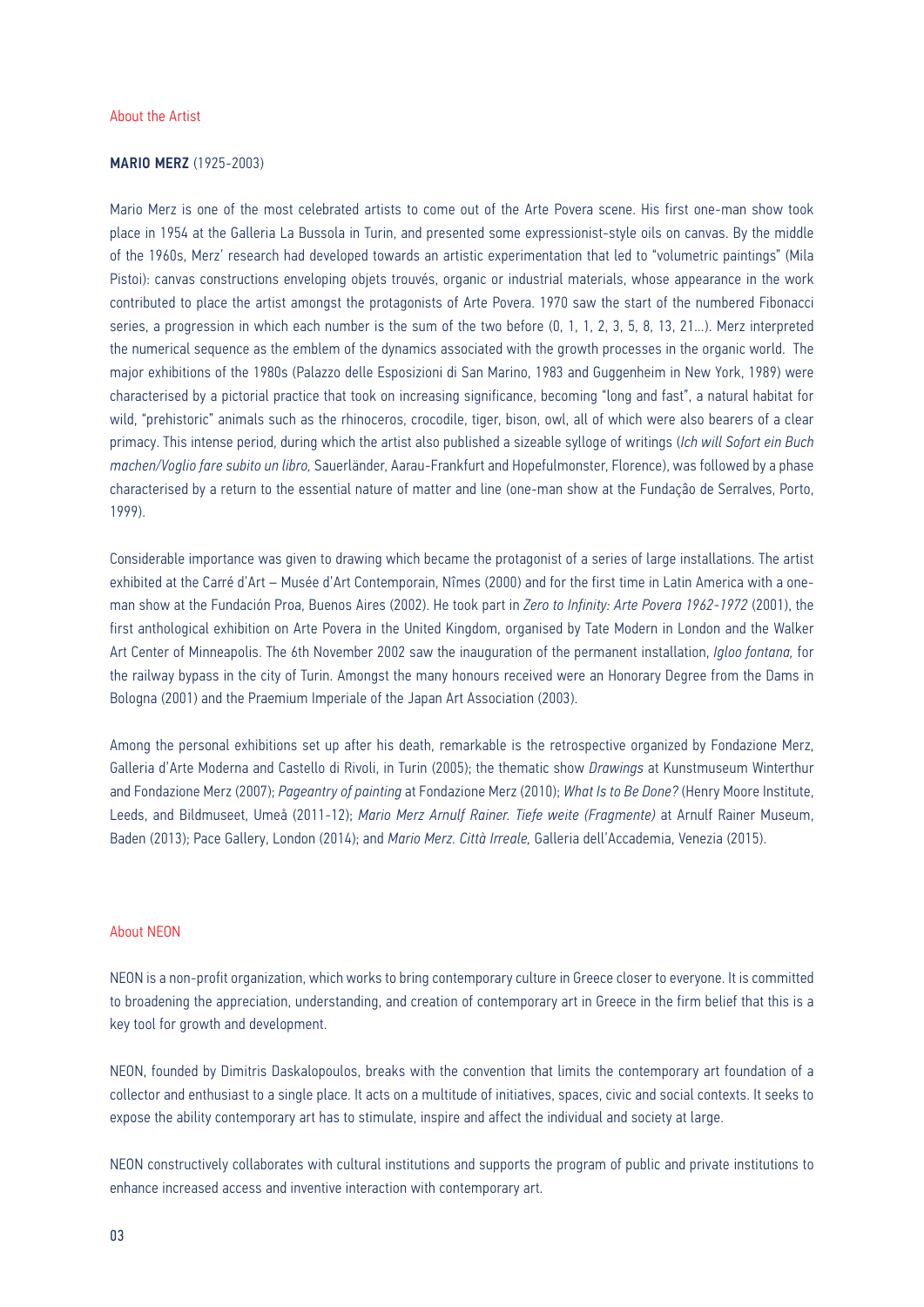## About the Artist

**MARIO MERZ** (1925-2003)

Mario Merz is one of the most celebrated artists to come out of the Arte Povera scene. His first one-man show took place in 1954 at the Galleria La Bussola in Turin, and presented some expressionist-style oils on canvas. By the middle of the 1960s, Merz' research had developed towards an artistic experimentation that led to "volumetric paintings" (Mila Pistoi): canvas constructions enveloping objets trouvés, organic or industrial materials, whose appearance in the work contributed to place the artist amongst the protagonists of Arte Povera. 1970 saw the start of the numbered Fibonacci series, a progression in which each number is the sum of the two before (0, 1, 1, 2, 3, 5, 8, 13, 21...). Merz interpreted the numerical sequence as the emblem of the dynamics associated with the growth processes in the organic world. The major exhibitions of the 1980s (Palazzo delle Esposizioni di San Marino, 1983 and Guggenheim in New York, 1989) were characterised by a pictorial practice that took on increasing significance, becoming "long and fast", a natural habitat for wild, "prehistoric" animals such as the rhinoceros, crocodile, tiger, bison, owl, all of which were also bearers of a clear primacy. This intense period, during which the artist also published a sizeable sylloge of writings (*Ich will Sofort ein Buch machen/Voglio fare subito un libro,* Sauerländer, Aarau-Frankfurt and Hopefulmonster, Florence), was followed by a phase characterised by a return to the essential nature of matter and line (one-man show at the Fundaçâo de Serralves, Porto, 1999).

Considerable importance was given to drawing which became the protagonist of a series of large installations. The artist exhibited at the Carré d'Art – Musée d'Art Contemporain, Nîmes (2000) and for the first time in Latin America with a one-man show at the Fundación Proa, Buenos Aires (2002). He took part in *Zero to Infinity: Arte Povera 1962-1972* (2001), the first anthological exhibition on Arte Povera in the United Kingdom, organised by Tate Modern in London and the Walker Art Center of Minneapolis. The 6th November 2002 saw the inauguration of the permanent installation, *Igloo fontana,* for the railway bypass in the city of Turin. Amongst the many honours received were an Honorary Degree from the Dams in Bologna (2001) and the Praemium Imperiale of the Japan Art Association (2003).

Among the personal exhibitions set up after his death, remarkable is the retrospective organized by Fondazione Merz, Galleria d'Arte Moderna and Castello di Rivoli, in Turin (2005); the thematic show *Drawings* at Kunstmuseum Winterthur and Fondazione Merz (2007); *Pageantry of painting* at Fondazione Merz (2010); *What Is to Be Done?* (Henry Moore Institute, Leeds, and Bildmuseet, Umeå (2011-12); *Mario Merz Arnulf Rainer. Tiefe weite (Fragmente)* at Arnulf Rainer Museum, Baden (2013); Pace Gallery, London (2014); and *Mario Merz. Città Irreale,* Galleria dell'Accademia, Venezia (2015).

## About NEON

NEON is a non-profit organization, which works to bring contemporary culture in Greece closer to everyone. It is committed to broadening the appreciation, understanding, and creation of contemporary art in Greece in the firm belief that this is a key tool for growth and development.

NEON, founded by Dimitris Daskalopoulos, breaks with the convention that limits the contemporary art foundation of a collector and enthusiast to a single place. It acts on a multitude of initiatives, spaces, civic and social contexts. It seeks to expose the ability contemporary art has to stimulate, inspire and affect the individual and society at large.

NEON constructively collaborates with cultural institutions and supports the program of public and private institutions to enhance increased access and inventive interaction with contemporary art.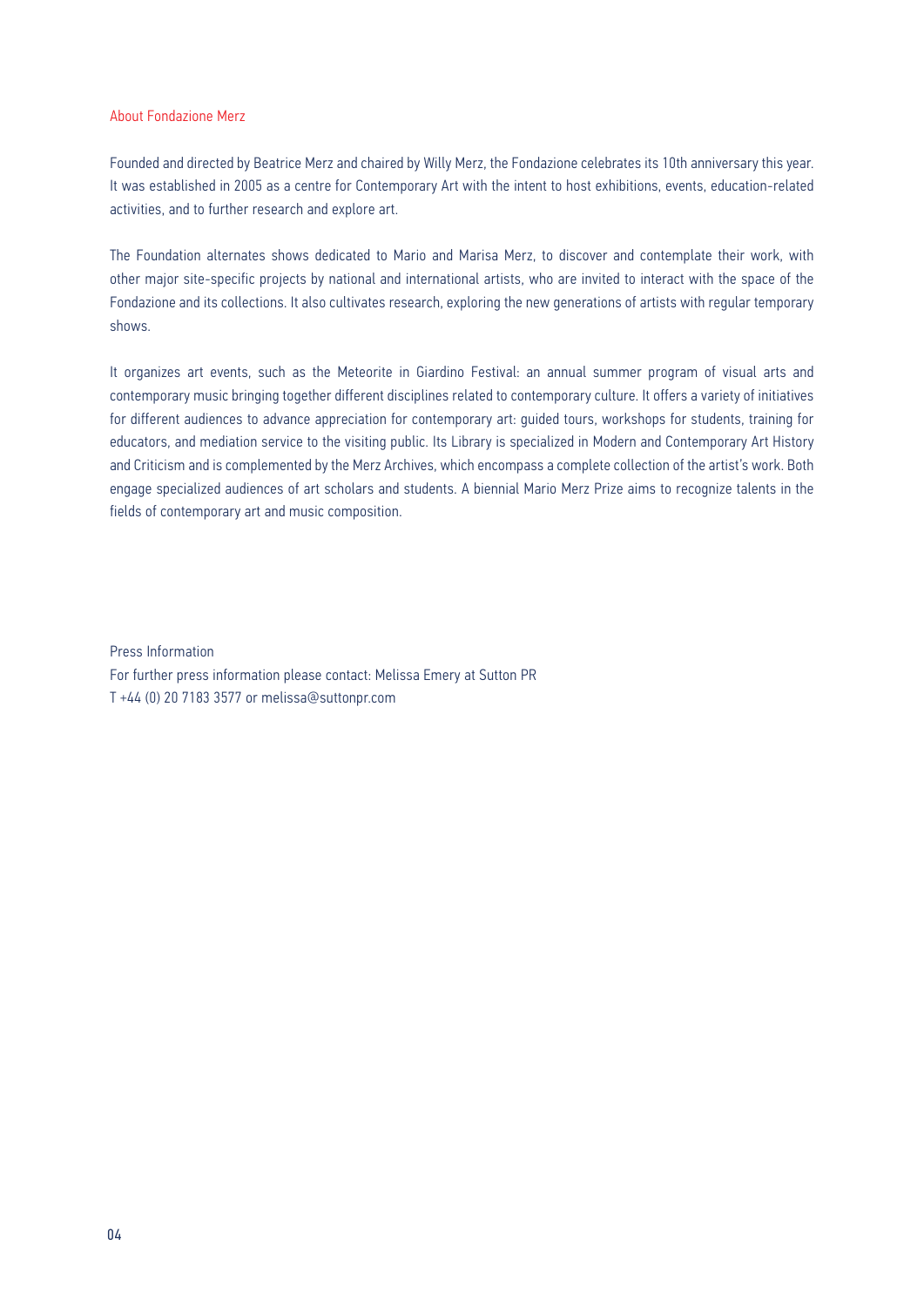## About Fondazione Merz

Founded and directed by Beatrice Merz and chaired by Willy Merz, the Fondazione celebrates its 10th anniversary this year. It was established in 2005 as a centre for Contemporary Art with the intent to host exhibitions, events, education-related activities, and to further research and explore art.

The Foundation alternates shows dedicated to Mario and Marisa Merz, to discover and contemplate their work, with other major site-specific projects by national and international artists, who are invited to interact with the space of the Fondazione and its collections. It also cultivates research, exploring the new generations of artists with regular temporary shows.

It organizes art events, such as the Meteorite in Giardino Festival: an annual summer program of visual arts and contemporary music bringing together different disciplines related to contemporary culture. It offers a variety of initiatives for different audiences to advance appreciation for contemporary art: guided tours, workshops for students, training for educators, and mediation service to the visiting public. Its Library is specialized in Modern and Contemporary Art History and Criticism and is complemented by the Merz Archives, which encompass a complete collection of the artist's work. Both engage specialized audiences of art scholars and students. A biennial Mario Merz Prize aims to recognize talents in the fields of contemporary art and music composition.

Press Information
For further press information please contact: Melissa Emery at Sutton PR
T +44 (0) 20 7183 3577 or melissa@suttonpr.com